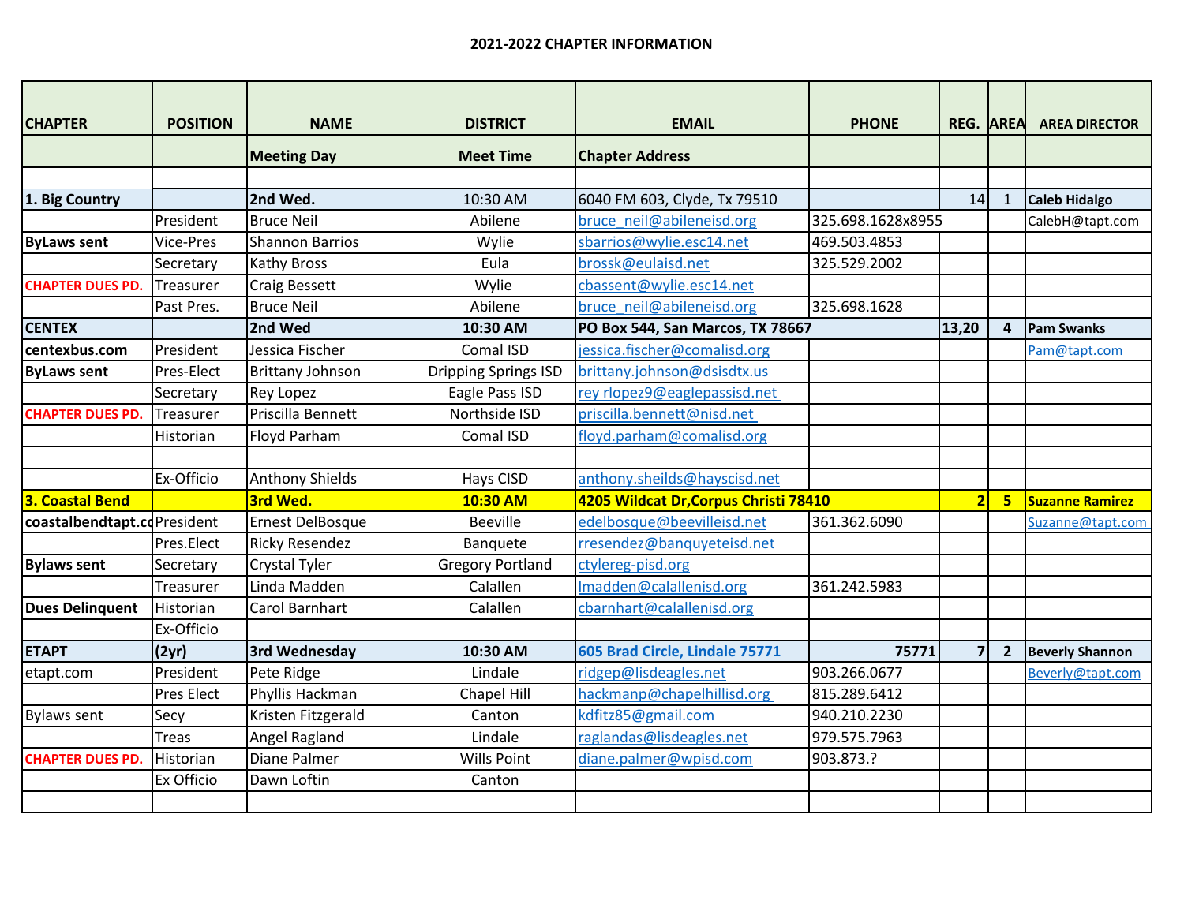# 2021-2022 CHAPTER INFORMATION

| CHAPTER | POSITION | NAME | DISTRICT | EMAIL | PHONE | REG. | AREA | AREA DIRECTOR |
|---|---|---|---|---|---|---|---|---|
| | | Meeting Day | Meet Time | Chapter Address | | | | |
| | | | | | | | | |
| 1. Big Country | | 2nd Wed. | 10:30 AM | 6040 FM 603, Clyde, Tx 79510 | | 14 | 1 | Caleb Hidalgo |
| | President | Bruce Neil | Abilene | bruce_neil@abileneisd.org | 325.698.1628x8955 | | | CalebH@tapt.com |
| ByLaws sent | Vice-Pres | Shannon Barrios | Wylie | sbarrios@wylie.esc14.net | 469.503.4853 | | | |
| | Secretary | Kathy Bross | Eula | brossk@eulaisd.net | 325.529.2002 | | | |
| CHAPTER DUES PD. | Treasurer | Craig Bessett | Wylie | cbassent@wylie.esc14.net | | | | |
| | Past Pres. | Bruce Neil | Abilene | bruce_neil@abileneisd.org | 325.698.1628 | | | |
| CENTEX | | 2nd Wed | 10:30 AM | PO Box 544, San Marcos, TX 78667 | | 13,20 | 4 | Pam Swanks |
| centexbus.com | President | Jessica Fischer | Comal ISD | jessica.fischer@comalisd.org | | | | Pam@tapt.com |
| ByLaws sent | Pres-Elect | Brittany Johnson | Dripping Springs ISD | brittany.johnson@dsisdtx.us | | | | |
| | Secretary | Rey Lopez | Eagle Pass ISD | rey rlopez9@eaglepassisd.net | | | | |
| CHAPTER DUES PD. | Treasurer | Priscilla Bennett | Northside ISD | priscilla.bennett@nisd.net | | | | |
| | Historian | Floyd Parham | Comal ISD | floyd.parham@comalisd.org | | | | |
| | | | | | | | | |
| | Ex-Officio | Anthony Shields | Hays CISD | anthony.sheilds@hayscisd.net | | | | |
| 3. Coastal Bend | | 3rd Wed. | 10:30 AM | 4205 Wildcat Dr,Corpus Christi 78410 | | 2 | 5 | Suzanne Ramirez |
| coastalbendtapt.co | President | Ernest DelBosque | Beeville | edelbosque@beevilleisd.net | 361.362.6090 | | | Suzanne@tapt.com |
| | Pres.Elect | Ricky Resendez | Banquete | rresendez@banquyeteisd.net | | | | |
| Bylaws sent | Secretary | Crystal Tyler | Gregory Portland | ctylereg-pisd.org | | | | |
| | Treasurer | Linda Madden | Calallen | lmadden@calallenisd.org | 361.242.5983 | | | |
| Dues Delinquent | Historian | Carol Barnhart | Calallen | cbarnhart@calallenisd.org | | | | |
| | Ex-Officio | | | | | | | |
| ETAPT | (2yr) | 3rd Wednesday | 10:30 AM | 605 Brad Circle, Lindale 75771 | 75771 | 7 | 2 | Beverly Shannon |
| etapt.com | President | Pete Ridge | Lindale | ridgep@lisdeagles.net | 903.266.0677 | | | Beverly@tapt.com |
| | Pres Elect | Phyllis Hackman | Chapel Hill | hackmanp@chapelhillisd.org | 815.289.6412 | | | |
| Bylaws sent | Secy | Kristen Fitzgerald | Canton | kdfitz85@gmail.com | 940.210.2230 | | | |
| | Treas | Angel Ragland | Lindale | raglandas@lisdeagles.net | 979.575.7963 | | | |
| CHAPTER DUES PD. | Historian | Diane Palmer | Wills Point | diane.palmer@wpisd.com | 903.873.? | | | |
| | Ex Officio | Dawn Loftin | Canton | | | | | |
| | | | | | | | | |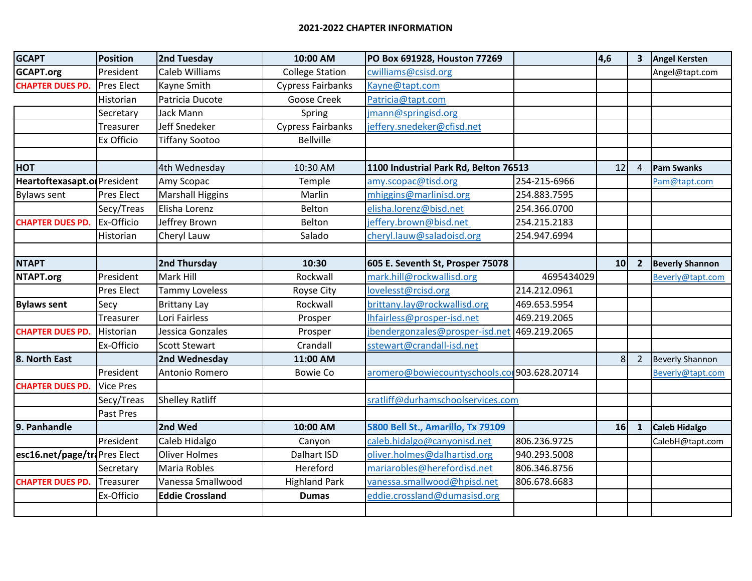# 2021-2022 CHAPTER INFORMATION

| GCAPT | Position | 2nd Tuesday | 10:00 AM | PO Box 691928, Houston 77269 | | 4,6 | 3 | Angel Kersten |
|---|---|---|---|---|---|---|---|---|
| GCAPT.org | President | Caleb Williams | College Station | cwilliams@csisd.org | | | | Angel@tapt.com |
| CHAPTER DUES PD. | Pres Elect | Kayne Smith | Cypress Fairbanks | Kayne@tapt.com | | | | |
| | Historian | Patricia Ducote | Goose Creek | Patricia@tapt.com | | | | |
| | Secretary | Jack Mann | Spring | jmann@springisd.org | | | | |
| | Treasurer | Jeff Snedeker | Cypress Fairbanks | jeffery.snedeker@cfisd.net | | | | |
| | Ex Officio | Tiffany Sootoo | Bellville | | | | | |
| | | | | | | | | |
| HOT | | 4th Wednesday | 10:30 AM | 1100 Industrial Park Rd, Belton 76513 | | 12 | 4 | Pam Swanks |
| Heartoftexasapt.or | President | Amy Scopac | Temple | amy.scopac@tisd.org | 254-215-6966 | | | Pam@tapt.com |
| Bylaws sent | Pres Elect | Marshall Higgins | Marlin | mhiggins@marlinisd.org | 254.883.7595 | | | |
| | Secy/Treas | Elisha Lorenz | Belton | elisha.lorenz@bisd.net | 254.366.0700 | | | |
| CHAPTER DUES PD. | Ex-Officio | Jeffrey Brown | Belton | jeffery.brown@bisd.net | 254.215.2183 | | | |
| | Historian | Cheryl Lauw | Salado | cheryl.lauw@saladoisd.org | 254.947.6994 | | | |
| | | | | | | | | |
| NTAPT | | 2nd Thursday | 10:30 | 605 E. Seventh St, Prosper 75078 | | 10 | 2 | Beverly Shannon |
| NTAPT.org | President | Mark Hill | Rockwall | mark.hill@rockwallisd.org | 4695434029 | | | Beverly@tapt.com |
| | Pres Elect | Tammy Loveless | Royse City | lovelesst@rcisd.org | 214.212.0961 | | | |
| Bylaws sent | Secy | Brittany Lay | Rockwall | brittany.lay@rockwallisd.org | 469.653.5954 | | | |
| | Treasurer | Lori Fairless | Prosper | lhfairless@prosper-isd.net | 469.219.2065 | | | |
| CHAPTER DUES PD. | Historian | Jessica Gonzales | Prosper | jbendergonzales@prosper-isd.net | 469.219.2065 | | | |
| | Ex-Officio | Scott Stewart | Crandall | sstewart@crandall-isd.net | | | | |
| 8. North East | | 2nd Wednesday | 11:00 AM | | | 8 | 2 | Beverly Shannon |
| | President | Antonio Romero | Bowie Co | aromero@bowiecountyschools.co | 903.628.20714 | | | Beverly@tapt.com |
| CHAPTER DUES PD. | Vice Pres | | | | | | | |
| | Secy/Treas | Shelley Ratliff | | sratliff@durhamschoolservices.com | | | | |
| | Past Pres | | | | | | | |
| 9. Panhandle | | 2nd Wed | 10:00 AM | 5800 Bell St., Amarillo, Tx 79109 | | 16 | 1 | Caleb Hidalgo |
| | President | Caleb Hidalgo | Canyon | caleb.hidalgo@canyonisd.net | 806.236.9725 | | | CalebH@tapt.com |
| esc16.net/page/tra | Pres Elect | Oliver Holmes | Dalhart ISD | oliver.holmes@dalhartisd.org | 940.293.5008 | | | |
| | Secretary | Maria Robles | Hereford | mariarobles@herefordisd.net | 806.346.8756 | | | |
| CHAPTER DUES PD. | Treasurer | Vanessa Smallwood | Highland Park | vanessa.smallwood@hpisd.net | 806.678.6683 | | | |
| | Ex-Officio | **Eddie Crossland** | **Dumas** | eddie.crossland@dumasisd.org | | | | |
| | | | | | | | | |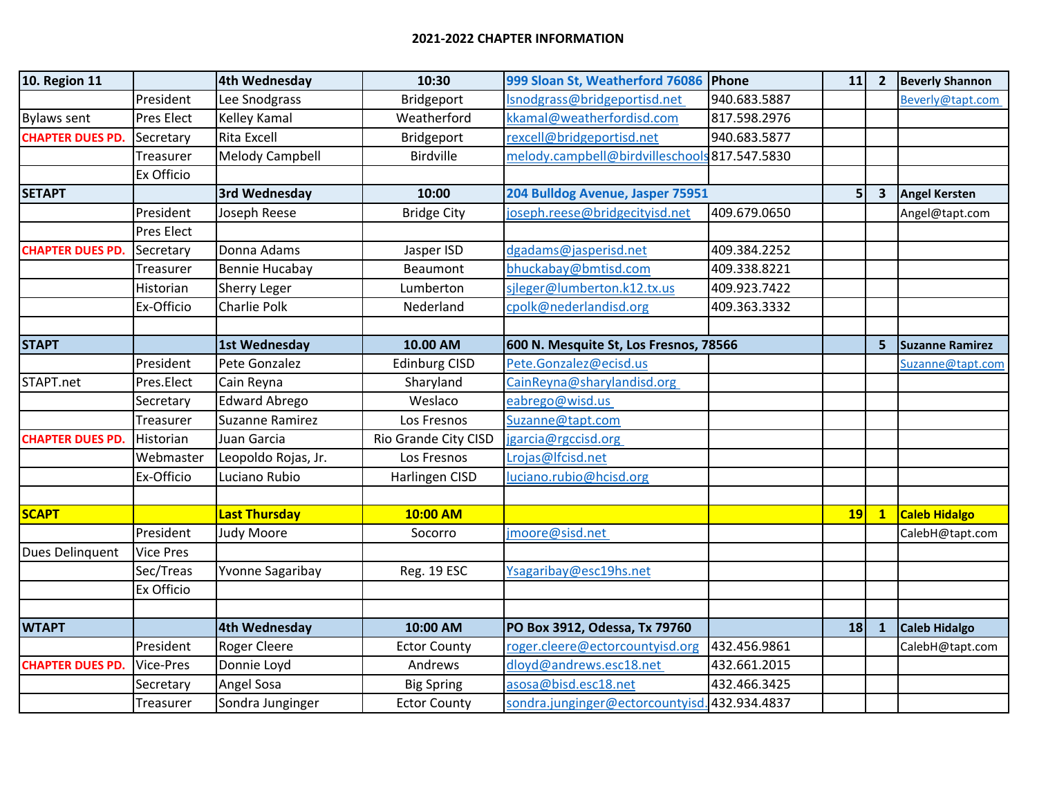## 2021-2022 CHAPTER INFORMATION

| | | | | | | | | |
|---|---|---|---|---|---|---|---|---|
| **10. Region 11** | | **4th Wednesday** | **10:30** | **999 Sloan St, Weatherford 76086** | **Phone** | **11** | **2** | **Beverly Shannon** |
| | President | Lee Snodgrass | Bridgeport | lsnodgrass@bridgeportisd.net | 940.683.5887 | | | Beverly@tapt.com |
| Bylaws sent | Pres Elect | Kelley Kamal | Weatherford | kkamal@weatherfordisd.com | 817.598.2976 | | | |
| **CHAPTER DUES PD.** | Secretary | Rita Excell | Bridgeport | rexcell@bridgeportisd.net | 940.683.5877 | | | |
| | Treasurer | Melody Campbell | Birdville | melody.campbell@birdvilleschools | 817.547.5830 | | | |
| | Ex Officio | | | | | | | |
| **SETAPT** | | **3rd Wednesday** | **10:00** | **204 Bulldog Avenue, Jasper 75951** | | **5** | **3** | **Angel Kersten** |
| | President | Joseph Reese | Bridge City | joseph.reese@bridgecityisd.net | 409.679.0650 | | | Angel@tapt.com |
| | Pres Elect | | | | | | | |
| **CHAPTER DUES PD.** | Secretary | Donna Adams | Jasper ISD | dgadams@jasperisd.net | 409.384.2252 | | | |
| | Treasurer | Bennie Hucabay | Beaumont | bhuckabay@bmtisd.com | 409.338.8221 | | | |
| | Historian | Sherry Leger | Lumberton | sjleger@lumberton.k12.tx.us | 409.923.7422 | | | |
| | Ex-Officio | Charlie Polk | Nederland | cpolk@nederlandisd.org | 409.363.3332 | | | |
| | | | | | | | | |
| **STAPT** | | **1st Wednesday** | **10.00 AM** | **600 N. Mesquite St, Los Fresnos, 78566** | | | **5** | **Suzanne Ramirez** |
| | President | Pete Gonzalez | Edinburg CISD | Pete.Gonzalez@ecisd.us | | | | Suzanne@tapt.com |
| STAPT.net | Pres.Elect | Cain Reyna | Sharyland | CainReyna@sharylandisd.org | | | | |
| | Secretary | Edward Abrego | Weslaco | eabrego@wisd.us | | | | |
| | Treasurer | Suzanne Ramirez | Los Fresnos | Suzanne@tapt.com | | | | |
| **CHAPTER DUES PD.** | Historian | Juan Garcia | Rio Grande City CISD | jgarcia@rgccisd.org | | | | |
| | Webmaster | Leopoldo Rojas, Jr. | Los Fresnos | Lrojas@lfcisd.net | | | | |
| | Ex-Officio | Luciano Rubio | Harlingen CISD | luciano.rubio@hcisd.org | | | | |
| | | | | | | | | |
| **SCAPT** | | **Last Thursday** | **10:00 AM** | | | **19** | **1** | **Caleb Hidalgo** |
| | President | Judy Moore | Socorro | jmoore@sisd.net | | | | CalebH@tapt.com |
| Dues Delinquent | Vice Pres | | | | | | | |
| | Sec/Treas | Yvonne Sagaribay | Reg. 19 ESC | Ysagaribay@esc19hs.net | | | | |
| | Ex Officio | | | | | | | |
| | | | | | | | | |
| **WTAPT** | | **4th Wednesday** | **10:00 AM** | **PO Box 3912, Odessa, Tx 79760** | | **18** | **1** | **Caleb Hidalgo** |
| | President | Roger Cleere | Ector County | roger.cleere@ectorcountyisd.org | 432.456.9861 | | | CalebH@tapt.com |
| **CHAPTER DUES PD.** | Vice-Pres | Donnie Loyd | Andrews | dloyd@andrews.esc18.net | 432.661.2015 | | | |
| | Secretary | Angel Sosa | Big Spring | asosa@bisd.esc18.net | 432.466.3425 | | | |
| | Treasurer | Sondra Junginger | Ector County | sondra.junginger@ectorcountyisd. | 432.934.4837 | | | |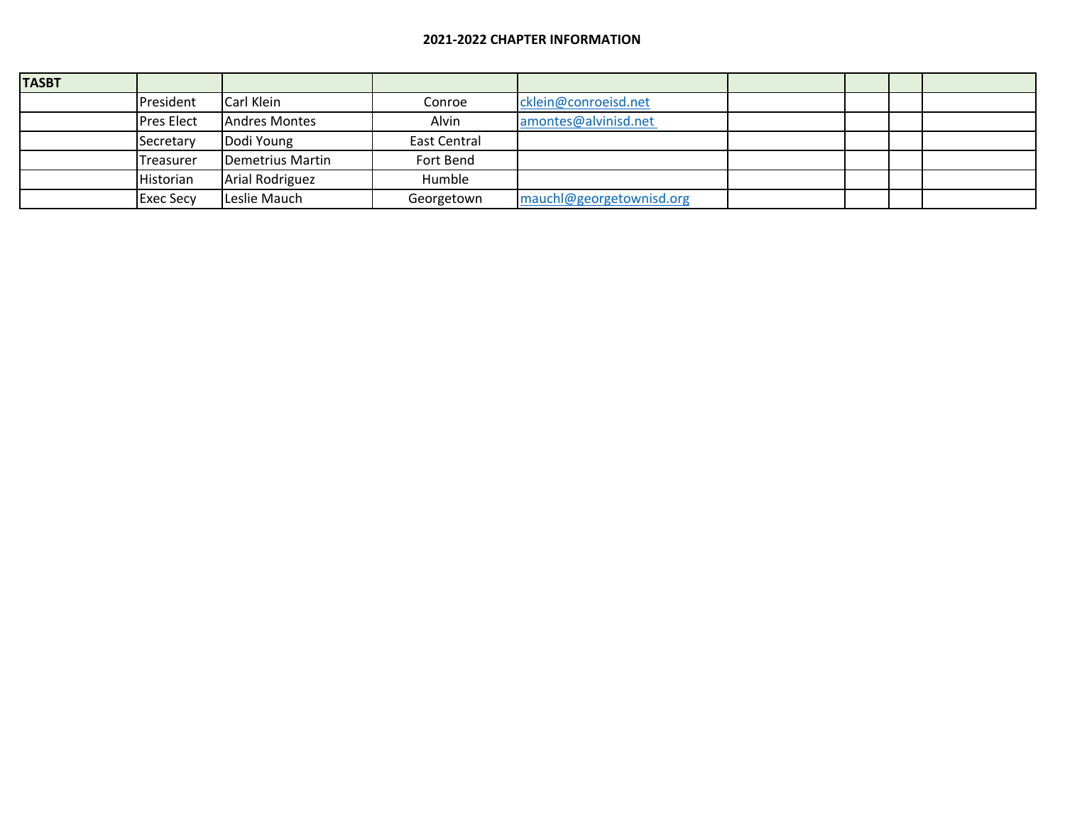**2021-2022 CHAPTER INFORMATION**

| TASBT | | | | | | | | |
|---|---|---|---|---|---|---|---|---|
| | President | Carl Klein | Conroe | cklein@conroeisd.net | | | | |
| | Pres Elect | Andres Montes | Alvin | amontes@alvinisd.net | | | | |
| | Secretary | Dodi Young | East Central | | | | | |
| | Treasurer | Demetrius Martin | Fort Bend | | | | | |
| | Historian | Arial Rodriguez | Humble | | | | | |
| | Exec Secy | Leslie Mauch | Georgetown | mauchl@georgetownisd.org | | | | |